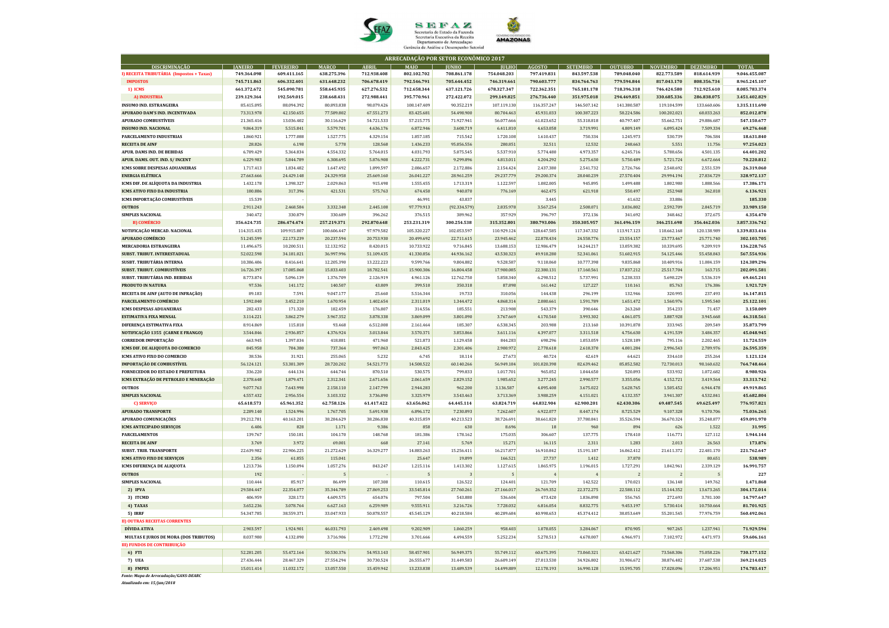SEFAZ
Secretaria de Estado da Fazenda
Secretaria Executiva da Receita
Departamento de Arrecadação
Gerência de Análise e Desempenho Setorial

## ARRECADAÇÃO POR SETOR ECONÔMICO 2017

| DISCRIMINAÇÃO | JANEIRO | FEVEREIRO | MARÇO | ABRIL | MAIO | JUNHO | JULHO | AGOSTO | SETEMBRO | OUTUBRO | NOVEMBRO | DEZEMBRO | TOTAL |
|---|---|---|---|---|---|---|---|---|---|---|---|---|---|
| **I) RECEITA TRIBUTÁRIA (Impostos + Taxas)** | 749.364.098 | 609.411.165 | 638.275.396 | 712.938.408 | 802.102.702 | 708.861.178 | 754.048.203 | 797.419.831 | 843.597.538 | 789.048.040 | 822.773.589 | 818.614.939 | 9.046.455.087 |
| **IMPOSTOS** | 745.711.863 | 606.332.401 | 631.648.232 | 706.678.419 | 792.546.791 | 705.644.452 | 746.319.661 | 790.603.777 | 834.764.763 | 779.594.844 | 817.043.170 | 808.356.734 | 8.965.245.107 |
| **1) ICMS** | 661.372.672 | 545.090.781 | 558.645.935 | 627.276.532 | 712.658.344 | 637.121.726 | 678.327.347 | 722.362.351 | 765.181.178 | 718.396.318 | 746.424.580 | 712.925.610 | 8.085.783.374 |
| **A) INDUSTRIA** | 239.129.364 | 192.569.015 | 238.668.431 | 272.988.441 | 395.770.961 | 272.422.072 | 299.149.825 | 276.736.440 | 351.975.018 | 294.469.851 | 330.685.336 | 286.838.075 | 3.451.402.829 |
| INSUMO IND. ESTRANGEIRA | 85.415.095 | 88.094.392 | 80.893.838 | 98.079.426 | 108.147.409 | 90.352.219 | 107.119.130 | 116.357.247 | 146.507.142 | 141.380.587 | 119.104.599 | 133.660.606 | 1.315.111.690 |
| APURADO DAM'S IND. INCENTIVADA | 73.313.978 | 42.150.655 | 77.589.802 | 67.551.273 | 83.425.681 | 54.498.900 | 80.704.463 | 45.931.033 | 100.387.223 | 58.224.586 | 100.202.021 | 68.033.263 | 852.012.878 |
| APURADO COMBUSTÍVEIS | 21.365.416 | 13.036.402 | 30.116.629 | 54.721.533 | 57.215.775 | 71.927.941 | 56.077.666 | 61.023.652 | 55.318.818 | 40.797.407 | 55.662.751 | 29.886.687 | 547.150.677 |
| INSUMO IND. NACIONAL | 9.864.319 | 5.515.841 | 5.579.701 | 4.636.176 | 6.872.946 | 3.608.719 | 6.411.810 | 4.653.058 | 3.719.991 | 4.809.149 | 6.095.424 | 7.509.334 | 69.276.468 |
| PARCELAMENTO INDUSTRIAS | 1.860.921 | 1.777.088 | 1.527.775 | 4.329.154 | 1.857.185 | 715.542 | 1.720.108 | 1.610.437 | 750.334 | 1.245.973 | 530.739 | 706.584 | 18.631.840 |
| RECEITA DE AINF | 28.826 | 6.198 | 5.778 | 128.568 | 1.436.233 | 95.056.556 | 280.851 | 32.511 | 12.532 | 248.663 | 5.551 | 11.756 | 97.254.023 |
| APUR. DAMS IND. DE BEBIDAS | 6.789.429 | 5.364.834 | 4.554.332 | 5.764.015 | 4.031.793 | 5.075.545 | 5.537.910 | 5.774.480 | 4.973.357 | 6.245.716 | 5.788.656 | 4.501.135 | 64.401.202 |
| APUR. DAMS. OUT. IND. S/ INCENT | 6.229.983 | 5.844.789 | 6.308.695 | 5.876.908 | 4.222.731 | 9.299.896 | 4.813.011 | 4.204.292 | 5.275.630 | 5.750.489 | 5.721.724 | 6.672.664 | 70.220.812 |
| ICMS SOBRE DESPESAS ADUANEIRAS | 1.717.413 | 1.834.482 | 1.647.492 | 1.899.597 | 2.086.657 | 2.172.886 | 2.154.424 | 2.437.380 | 2.541.732 | 2.726.766 | 2.548.692 | 2.551.539 | 26.319.060 |
| ENERGIA ELÉTRICA | 27.663.666 | 24.429.148 | 24.329.958 | 25.669.160 | 26.041.227 | 28.961.259 | 29.237.779 | 29.200.374 | 28.040.239 | 27.570.404 | 29.994.194 | 27.834.729 | 328.972.137 |
| ICMS DIF. DE ALÍQUOTA DA INDUSTRIA | 1.432.178 | 1.398.327 | 2.029.863 | 915.498 | 1.555.455 | 1.713.319 | 1.122.597 | 1.082.005 | 945.895 | 1.499.488 | 1.802.980 | 1.888.566 | 17.386.171 |
| ICMS ATIVO FIXO DA INDUSTRIA | 180.886 | 317.396 | 421.531 | 575.763 | 674.450 | 940.070 | 776.169 | 462.475 | 621.918 | 550.497 | 252.948 | 362.818 | 6.136.921 |
| ICMS IMPORTAÇÃO COMBUSTÍVEIS | 15.539 | - | - | - | 46.991 | 43.837 | | 3.445 | | 41.632 | 33.886 | | 185.330 |
| OUTROS | 2.911.243 | 2.468.584 | 3.332.348 | 2.445.108 | 97.379.913 | (92.334.579) | 2.835.978 | 3.567.254 | 2.508.071 | 3.036.802 | 2.592.709 | 2.845.719 | 33.989.150 |
| SIMPLES NACIONAL | 340.472 | 330.879 | 330.689 | 396.262 | 376.515 | 389.962 | 357.929 | 396.797 | 372.136 | 341.692 | 348.462 | 372.675 | 4.354.470 |
| **B) COMÉRCIO** | 356.624.735 | 286.474.474 | 257.219.371 | 292.870.648 | 253.231.319 | 300.254.538 | 315.352.801 | 380.793.006 | 350.305.957 | 361.496.159 | 346.251.698 | 356.462.036 | 3.857.336.742 |
| NOTIFICAÇÃO MERCAD. NACIONAL | 114.315.435 | 109.915.807 | 100.606.447 | 97.979.582 | 105.320.227 | 102.053.597 | 110.929.124 | 128.647.585 | 117.347.332 | 113.917.123 | 118.662.168 | 120.138.989 | 1.339.833.416 |
| APURADO COMÉRCIO | 51.245.599 | 22.173.239 | 20.237.594 | 20.753.930 | 20.499.692 | 22.711.615 | 23.945.462 | 22.878.434 | 24.558.776 | 23.554.157 | 23.773.467 | 25.771.740 | 302.103.705 |
| MERCADORIA ESTRANGEIRA | 11.496.675 | 10.200.511 | 12.132.952 | 8.420.015 | 10.733.922 | 9.716.845 | 13.688.153 | 12.986.479 | 14.244.217 | 13.059.382 | 10.339.695 | 9.209.919 | 136.228.765 |
| SUBST. TRIBUT. INTERESTADUAL | 52.022.598 | 34.181.021 | 36.997.996 | 51.109.435 | 41.330.856 | 44.936.162 | 43.530.323 | 49.918.280 | 52.341.061 | 51.602.915 | 54.125.446 | 55.458.843 | 567.554.936 |
| SUSBT. TRIBUTÁRIA INTERNA | 10.386.406 | 8.416.641 | 12.205.390 | 13.222.223 | 9.599.766 | 9.804.882 | 9.528.587 | 9.118.060 | 10.777.398 | 9.835.868 | 10.409.916 | 11.084.159 | 124.389.296 |
| SUBST. TRIBUT. COMBUSTÍVEIS | 16.726.397 | 17.085.068 | 15.833.403 | 18.782.541 | 15.900.306 | 16.804.458 | 17.900.085 | 22.380.131 | 17.160.561 | 17.837.212 | 25.517.704 | 163.715 | 202.091.581 |
| SUBST. TRIBUTÁRIA IND. BEBIDAS | 8.773.874 | 5.096.139 | 1.376.709 | 2.126.919 | 4.961.126 | 12.762.750 | 5.858.340 | 6.298.512 | 5.737.991 | 5.238.333 | 5.698.229 | 5.536.319 | 69.465.241 |
| PRODUTO IN NATURA | 97.536 | 141.172 | 140.507 | 43.809 | 399.510 | 350.318 | 87.898 | 161.442 | 127.227 | 110.161 | 85.763 | 176.386 | 1.921.729 |
| RECEITA DE AINF (AUTO DE INFRAÇÃO) | 89.183 | 7.591 | 9.047.177 | 25.660 | 5.516.344 | 19.733 | 310.056 | 144.438 | 296.199 | 132.946 | 320.995 | 237.493 | 16.147.815 |
| PARCELAMENTO COMÉRCIO | 1.592.040 | 3.452.210 | 1.670.954 | 1.402.654 | 2.311.019 | 1.344.472 | 4.868.314 | 2.080.661 | 1.591.789 | 1.651.472 | 1.560.976 | 1.595.540 | 25.122.101 |
| ICMS DESPESAS ADUANEIRAS | 282.433 | 171.320 | 182.459 | 176.807 | 314.556 | 185.551 | 213.908 | 543.379 | 390.646 | 263.260 | 354.233 | 71.457 | 3.150.009 |
| ESTIMATIVA FIXA MENSAL | 3.114.221 | 3.862.279 | 3.967.352 | 3.878.338 | 3.869.099 | 3.801.090 | 3.767.669 | 4.170.540 | 3.993.302 | 4.061.075 | 3.887.928 | 3.945.668 | 46.318.561 |
| DIFERENÇA ESTIMATIVA FIXA | 8.914.869 | 115.818 | 93.468 | 6.512.008 | 2.161.464 | 185.307 | 6.538.345 | 203.988 | 213.160 | 10.391.878 | 333.945 | 209.549 | 35.873.799 |
| NOTIFICAÇÃO 1355 (CARNE E FRANGO) | 3.544.846 | 2.936.857 | 4.376.924 | 3.013.844 | 3.570.371 | 3.853.866 | 3.611.116 | 4.397.077 | 3.311.518 | 4.756.630 | 4.191.539 | 3.484.357 | 45.048.945 |
| CORREDOR IMPORTAÇÃO | 663.945 | 1.397.034 | 418.881 | 471.960 | 521.873 | 1.129.458 | 844.283 | 698.296 | 1.053.059 | 1.528.189 | 795.116 | 2.202.465 | 11.724.559 |
| ICMS DIF. DE ALIQUOTA DO COMERCIO | 845.958 | 784.380 | 737.364 | 997.063 | 2.843.425 | 2.301.406 | 2.900.972 | 2.778.618 | 2.618.370 | 4.001.284 | 2.996.543 | 2.789.976 | 26.595.359 |
| ICMS ATIVO FIXO DO COMERCIO | 38.536 | 31.921 | 255.065 | 5.232 | 6.745 | 18.114 | 27.673 | 40.724 | 42.619 | 64.621 | 334.610 | 255.264 | 1.121.124 |
| IMPORTAÇÃO DE COMBUSTÍVEL | 56.124.121 | 53.381.309 | 28.720.202 | 54.521.773 | 14.508.522 | 60.140.266 | 56.949.184 | 101.020.398 | 82.639.462 | 85.852.582 | 72.730.013 | 98.160.632 | 764.748.464 |
| FORNECEDOR DO ESTADO E PREFEITURA | 336.220 | 644.134 | 644.744 | 870.510 | 530.575 | 799.833 | 1.017.701 | 965.052 | 1.044.650 | 520.893 | 533.932 | 1.072.682 | 8.980.926 |
| ICMS EXTRAÇÃO DE PETROLEO E MINERAÇÃO | 2.378.648 | 1.879.471 | 2.312.341 | 2.671.656 | 2.061.659 | 2.829.152 | 1.985.652 | 3.277.245 | 2.990.577 | 3.355.056 | 4.152.721 | 3.419.564 | 33.313.742 |
| OUTROS | 9.077.763 | 7.643.998 | 2.158.110 | 2.147.799 | 2.944.283 | 962.200 | 3.136.587 | 4.095.408 | 3.675.022 | 5.628.765 | 1.505.452 | 6.944.478 | 49.919.865 |
| SIMPLES NACIONAL | 4.557.432 | 2.956.554 | 3.103.332 | 3.736.890 | 3.325.979 | 3.543.463 | 3.713.369 | 3.988.259 | 4.151.021 | 4.132.357 | 3.941.307 | 4.532.841 | 45.682.804 |
| **C) SERVIÇO** | 65.618.573 | 65.961.352 | 62.758.126 | 61.417.422 | 63.656.062 | 64.445.114 | 63.824.719 | 64.832.904 | 62.900.201 | 62.430.306 | 69.487.545 | 69.625.497 | 776.957.821 |
| APURADO TRANSPORTE | 2.289.140 | 1.524.996 | 1.767.705 | 5.691.938 | 6.896.172 | 7.230.893 | 7.262.607 | 6.922.077 | 8.447.174 | 8.725.529 | 9.107.328 | 9.170.706 | 75.036.265 |
| APURADO COMUNICAÇÕES | 39.212.781 | 40.163.201 | 38.284.629 | 38.286.830 | 40.315.859 | 40.213.523 | 38.726.691 | 38.661.820 | 37.780.841 | 35.526.594 | 36.670.324 | 35.248.877 | 459.091.970 |
| ICMS ANTECIPADO SERVIÇOS | 6.406 | 828 | 1.171 | 9.386 | 858 | 630 | 8.696 | 18 | 960 | 894 | 626 | 1.522 | 31.995 |
| PARCELAMENTOS | 139.767 | 150.181 | 104.170 | 148.768 | 181.386 | 178.162 | 175.035 | 306.607 | 137.775 | 178.410 | 116.771 | 127.112 | 1.944.144 |
| RECEITA DE AINF | 3.769 | 3.972 | 69.001 | 668 | 27.141 | 5.769 | 15.271 | 16.115 | 2.311 | 1.283 | 2.013 | 26.563 | 173.876 |
| SUBST. TRIB. TRANSPORTE | 22.639.982 | 22.906.225 | 21.272.629 | 16.329.277 | 14.883.263 | 15.256.411 | 16.217.877 | 16.910.842 | 15.191.187 | 16.062.412 | 21.611.372 | 22.481.170 | 221.762.647 |
| ICMS ATIVO FIXO DE SERVIÇOS | 2.356 | 61.855 | 115.041 | | 25.647 | 19.899 | 166.521 | 27.737 | 1.412 | 37.870 | | 80.651 | 538.989 |
| ICMS DIFERENÇA DE ALIQUOTA | 1.213.736 | 1.150.094 | 1.057.276 | 843.247 | 1.215.116 | 1.413.302 | 1.127.615 | 1.865.975 | 1.196.015 | 1.727.291 | 1.842.961 | 2.339.129 | 16.991.757 |
| OUTROS | 192 | - | 5 | - | 5 | 3 | 5 | 4 | 4 | 2 | 2 | 5 | 227 |
| SIMPLES NACIONAL | 110.444 | 85.917 | 86.499 | 107.308 | 110.615 | 126.522 | 124.401 | 121.709 | 142.522 | 170.021 | 136.148 | 149.762 | 1.471.868 |
| **2) IPVA** | 29.584.447 | 22.354.077 | 35.344.789 | 27.869.253 | 33.545.814 | 27.760.261 | 27.166.017 | 26.769.352 | 22.372.275 | 22.588.112 | 15.144.352 | 13.673.265 | 304.172.014 |
| **3) ITCMD** | 406.959 | 328.173 | 4.609.575 | 654.076 | 797.504 | 543.880 | 536.604 | 473.420 | 1.836.898 | 556.765 | 272.693 | 3.781.100 | 14.797.647 |
| **4) TAXAS** | 3.652.236 | 3.078.764 | 6.627.163 | 6.259.989 | 9.555.911 | 3.216.726 | 7.728.032 | 6.816.054 | 8.832.775 | 9.453.197 | 5.730.414 | 10.750.664 | 81.701.925 |
| **5) IRRF** | 54.347.785 | 38.559.371 | 33.047.933 | 50.878.557 | 45.545.129 | 40.218.584 | 40.289.684 | 40.998.653 | 45.374.412 | 38.053.649 | 55.201.545 | 77.976.759 | 560.492.061 |
| **II) OUTRAS RECEITAS CORRENTES** | | | | | | | | | | | | | |
| DÍVIDA ATIVA | 2.903.597 | 1.924.901 | 46.031.793 | 2.469.498 | 9.202.909 | 1.060.259 | 958.403 | 1.078.055 | 3.284.067 | 870.905 | 907.265 | 1.237.941 | 71.929.594 |
| MULTAS E JUROS DE MORA (DOS TRIBUTOS) | 8.037.980 | 4.132.090 | 3.716.906 | 1.772.290 | 3.701.666 | 4.494.559 | 5.252.234 | 5.278.513 | 4.678.007 | 6.966.971 | 7.102.972 | 4.471.973 | 59.606.161 |
| **III) FUNDOS DE CONTRIBUIÇÃO** | | | | | | | | | | | | | |
| **6) FTI** | 52.281.205 | 55.472.164 | 50.530.376 | 54.953.143 | 58.457.901 | 56.949.375 | 55.749.112 | 60.675.395 | 73.060.321 | 63.421.627 | 73.568.306 | 75.058.226 | 730.177.152 |
| **7) UEA** | 27.436.444 | 28.467.329 | 27.554.294 | 30.730.524 | 26.555.677 | 31.449.583 | 26.609.149 | 27.013.530 | 34.926.802 | 31.906.672 | 38.876.482 | 37.687.538 | 369.214.025 |
| **8) FMPES** | 15.011.414 | 11.032.172 | 13.057.550 | 15.459.942 | 13.233.838 | 13.489.539 | 14.499.889 | 12.178.193 | 16.990.128 | 15.595.705 | 17.028.096 | 17.206.951 | 174.783.417 |

*Fonte: Mapa de Arrecadação/GANS-DEARC*

*Atualizado em: 15/jan/2018*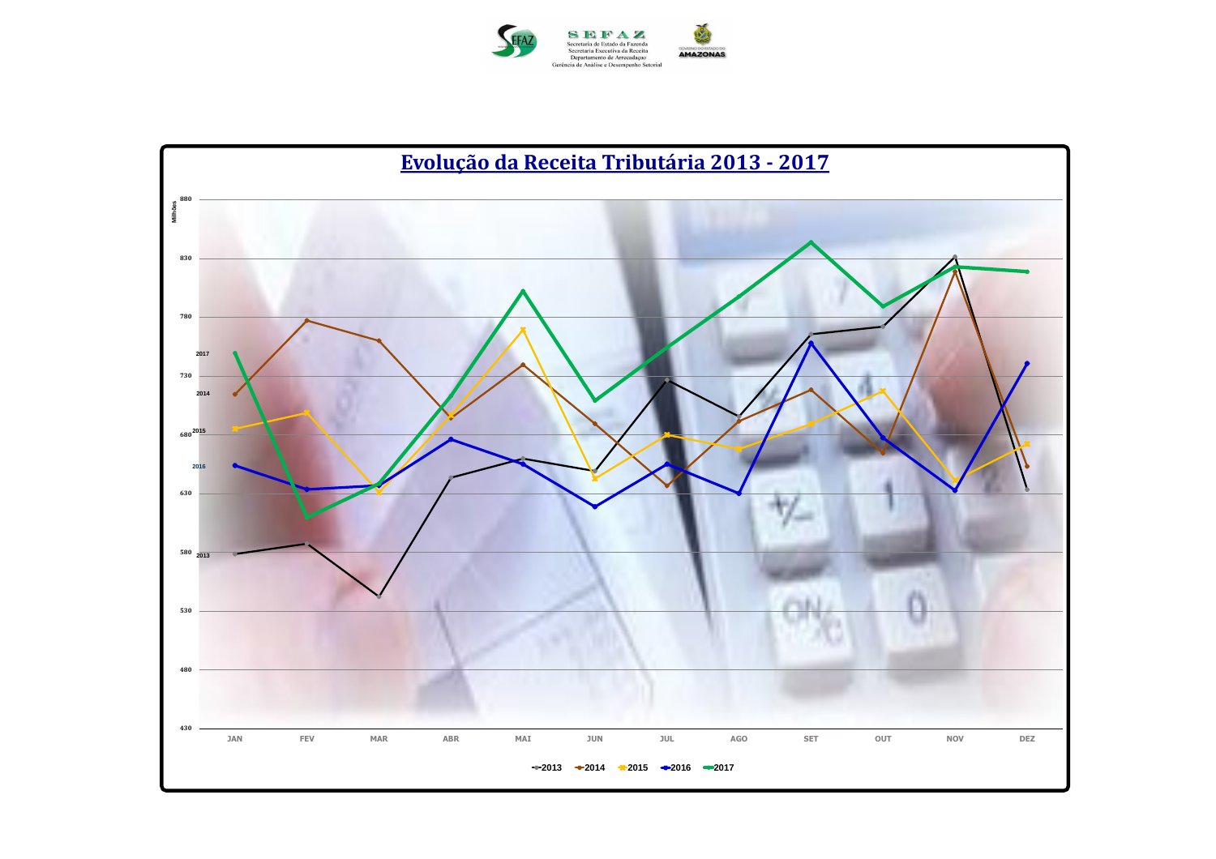SEFAZ

Secretaria de Estado da Fazenda
Secretaria Executiva da Receita
Departamento de Arrecadação
Gerência de Análise e Desempenho Setorial

GOVERNO DO ESTADO DO AMAZONAS

# Evolução da Receita Tributária 2013 - 2017

Milhões

880
830
780
730
680
630
580
530
480
430

2017
2014
2015
2016
2013

JAN FEV MAR ABR MAI JUN JUL AGO SET OUT NOV DEZ

2013 2014 2015 2016 2017